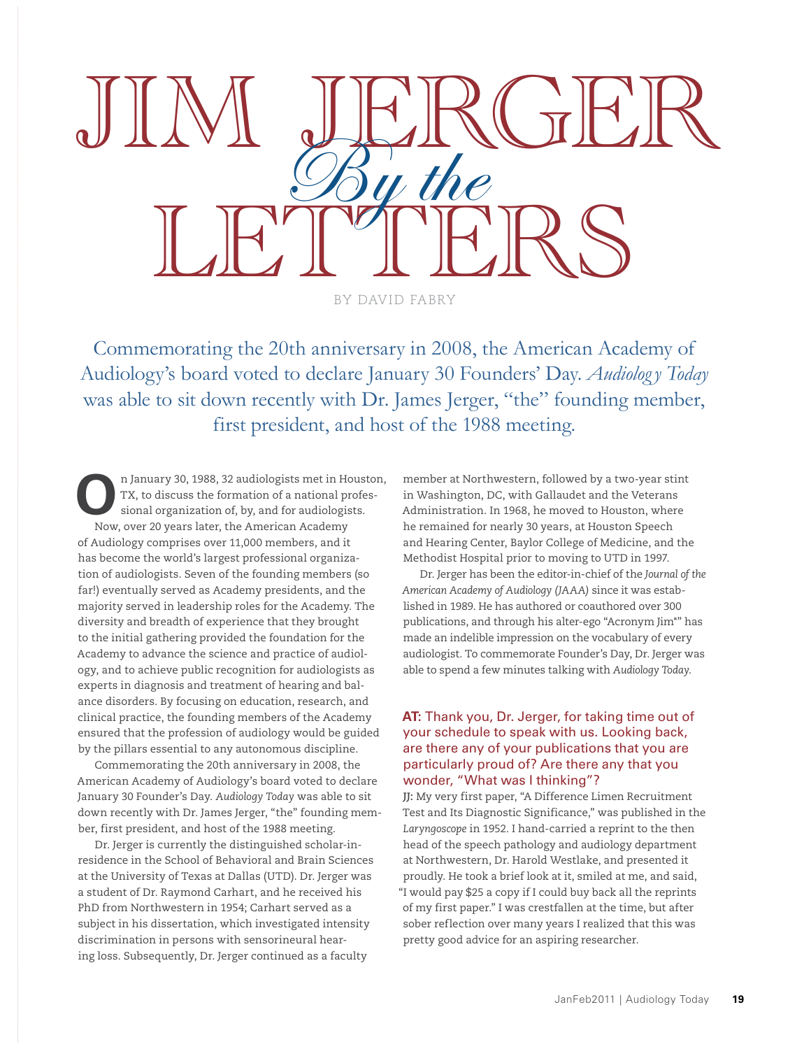# JIM JERGER *By the* LETTERS

BY DAVID FABRY

Commemorating the 20th anniversary in 2008, the American Academy of Audiology's board voted to declare January 30 Founders' Day. *Audiology Today* was able to sit down recently with Dr. James Jerger, "the" founding member, first president, and host of the 1988 meeting.

On January 30, 1988, 32 audiologists met in Houston, TX, to discuss the formation of a national professional organization of, by, and for audiologists.

Now, over 20 years later, the American Academy of Audiology comprises over 11,000 members, and it has become the world's largest professional organization of audiologists. Seven of the founding members (so far!) eventually served as Academy presidents, and the majority served in leadership roles for the Academy. The diversity and breadth of experience that they brought to the initial gathering provided the foundation for the Academy to advance the science and practice of audiology, and to achieve public recognition for audiologists as experts in diagnosis and treatment of hearing and balance disorders. By focusing on education, research, and clinical practice, the founding members of the Academy ensured that the profession of audiology would be guided by the pillars essential to any autonomous discipline.

Commemorating the 20th anniversary in 2008, the American Academy of Audiology's board voted to declare January 30 Founder's Day. *Audiology Today* was able to sit down recently with Dr. James Jerger, "the" founding member, first president, and host of the 1988 meeting.

Dr. Jerger is currently the distinguished scholar-in-residence in the School of Behavioral and Brain Sciences at the University of Texas at Dallas (UTD). Dr. Jerger was a student of Dr. Raymond Carhart, and he received his PhD from Northwestern in 1954; Carhart served as a subject in his dissertation, which investigated intensity discrimination in persons with sensorineural hearing loss. Subsequently, Dr. Jerger continued as a faculty member at Northwestern, followed by a two-year stint in Washington, DC, with Gallaudet and the Veterans Administration. In 1968, he moved to Houston, where he remained for nearly 30 years, at Houston Speech and Hearing Center, Baylor College of Medicine, and the Methodist Hospital prior to moving to UTD in 1997.

Dr. Jerger has been the editor-in-chief of the *Journal of the American Academy of Audiology (JAAA)* since it was established in 1989. He has authored or coauthored over 300 publications, and through his alter-ego "Acronym Jim*" has made an indelible impression on the vocabulary of every audiologist. To commemorate Founder's Day, Dr. Jerger was able to spend a few minutes talking with *Audiology Today*.

**AT:** Thank you, Dr. Jerger, for taking time out of your schedule to speak with us. Looking back, are there any of your publications that you are particularly proud of? Are there any that you wonder, "What was I thinking"?

**JJ:** My very first paper, "A Difference Limen Recruitment Test and Its Diagnostic Significance," was published in the *Laryngoscope* in 1952. I hand-carried a reprint to the then head of the speech pathology and audiology department at Northwestern, Dr. Harold Westlake, and presented it proudly. He took a brief look at it, smiled at me, and said, "I would pay $25 a copy if I could buy back all the reprints of my first paper." I was crestfallen at the time, but after sober reflection over many years I realized that this was pretty good advice for an aspiring researcher.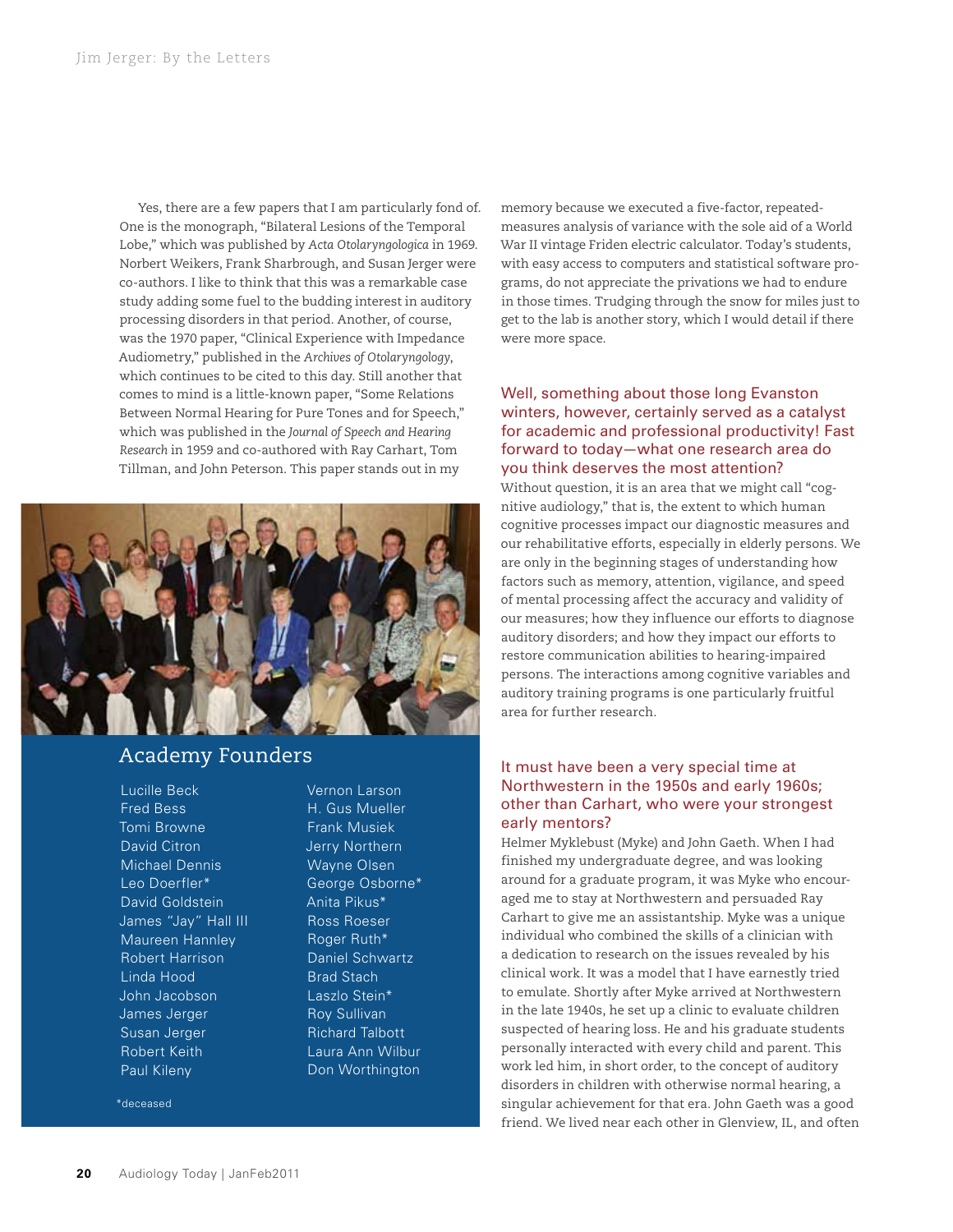Yes, there are a few papers that I am particularly fond of. One is the monograph, "Bilateral Lesions of the Temporal Lobe," which was published by *Acta Otolaryngologica* in 1969. Norbert Weikers, Frank Sharbrough, and Susan Jerger were co-authors. I like to think that this was a remarkable case study adding some fuel to the budding interest in auditory processing disorders in that period. Another, of course, was the 1970 paper, "Clinical Experience with Impedance Audiometry," published in the *Archives of Otolaryngology*, which continues to be cited to this day. Still another that comes to mind is a little-known paper, "Some Relations Between Normal Hearing for Pure Tones and for Speech," which was published in the *Journal of Speech and Hearing Research* in 1959 and co-authored with Ray Carhart, Tom Tillman, and John Peterson. This paper stands out in my memory because we executed a five-factor, repeated-measures analysis of variance with the sole aid of a World War II vintage Friden electric calculator. Today's students, with easy access to computers and statistical software programs, do not appreciate the privations we had to endure in those times. Trudging through the snow for miles just to get to the lab is another story, which I would detail if there were more space.

## Academy Founders

| | |
|---|---|
| Lucille Beck | Vernon Larson |
| Fred Bess | H. Gus Mueller |
| Tomi Browne | Frank Musiek |
| David Citron | Jerry Northern |
| Michael Dennis | Wayne Olsen |
| Leo Doerfler* | George Osborne* |
| David Goldstein | Anita Pikus* |
| James "Jay" Hall III | Ross Roeser |
| Maureen Hannley | Roger Ruth* |
| Robert Harrison | Daniel Schwartz |
| Linda Hood | Brad Stach |
| John Jacobson | Laszlo Stein* |
| James Jerger | Roy Sullivan |
| Susan Jerger | Richard Talbott |
| Robert Keith | Laura Ann Wilbur |
| Paul Kileny | Don Worthington |

*deceased

### Well, something about those long Evanston winters, however, certainly served as a catalyst for academic and professional productivity! Fast forward to today—what one research area do you think deserves the most attention?

Without question, it is an area that we might call "cognitive audiology," that is, the extent to which human cognitive processes impact our diagnostic measures and our rehabilitative efforts, especially in elderly persons. We are only in the beginning stages of understanding how factors such as memory, attention, vigilance, and speed of mental processing affect the accuracy and validity of our measures; how they influence our efforts to diagnose auditory disorders; and how they impact our efforts to restore communication abilities to hearing-impaired persons. The interactions among cognitive variables and auditory training programs is one particularly fruitful area for further research.

### It must have been a very special time at Northwestern in the 1950s and early 1960s; other than Carhart, who were your strongest early mentors?

Helmer Myklebust (Myke) and John Gaeth. When I had finished my undergraduate degree, and was looking around for a graduate program, it was Myke who encouraged me to stay at Northwestern and persuaded Ray Carhart to give me an assistantship. Myke was a unique individual who combined the skills of a clinician with a dedication to research on the issues revealed by his clinical work. It was a model that I have earnestly tried to emulate. Shortly after Myke arrived at Northwestern in the late 1940s, he set up a clinic to evaluate children suspected of hearing loss. He and his graduate students personally interacted with every child and parent. This work led him, in short order, to the concept of auditory disorders in children with otherwise normal hearing, a singular achievement for that era. John Gaeth was a good friend. We lived near each other in Glenview, IL, and often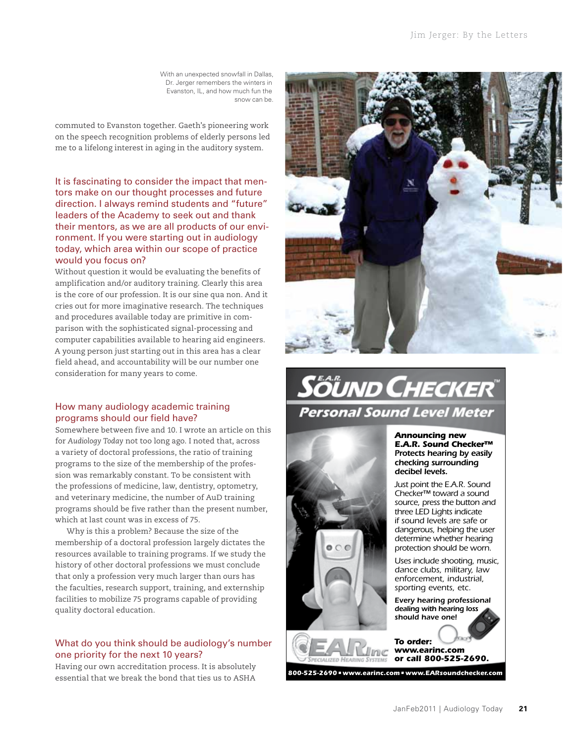With an unexpected snowfall in Dallas, Dr. Jerger remembers the winters in Evanston, IL, and how much fun the snow can be.

commuted to Evanston together. Gaeth's pioneering work on the speech recognition problems of elderly persons led me to a lifelong interest in aging in the auditory system.

### It is fascinating to consider the impact that mentors make on our thought processes and future direction. I always remind students and "future" leaders of the Academy to seek out and thank their mentors, as we are all products of our environment. If you were starting out in audiology today, which area within our scope of practice would you focus on?

Without question it would be evaluating the benefits of amplification and/or auditory training. Clearly this area is the core of our profession. It is our sine qua non. And it cries out for more imaginative research. The techniques and procedures available today are primitive in comparison with the sophisticated signal-processing and computer capabilities available to hearing aid engineers. A young person just starting out in this area has a clear field ahead, and accountability will be our number one consideration for many years to come.

### How many audiology academic training programs should our field have?

Somewhere between five and 10. I wrote an article on this for *Audiology Today* not too long ago. I noted that, across a variety of doctoral professions, the ratio of training programs to the size of the membership of the profession was remarkably constant. To be consistent with the professions of medicine, law, dentistry, optometry, and veterinary medicine, the number of AuD training programs should be five rather than the present number, which at last count was in excess of 75.

Why is this a problem? Because the size of the membership of a doctoral profession largely dictates the resources available to training programs. If we study the history of other doctoral professions we must conclude that only a profession very much larger than ours has the faculties, research support, training, and externship facilities to mobilize 75 programs capable of providing quality doctoral education.

### What do you think should be audiology's number one priority for the next 10 years?

Having our own accreditation process. It is absolutely essential that we break the bond that ties us to ASHA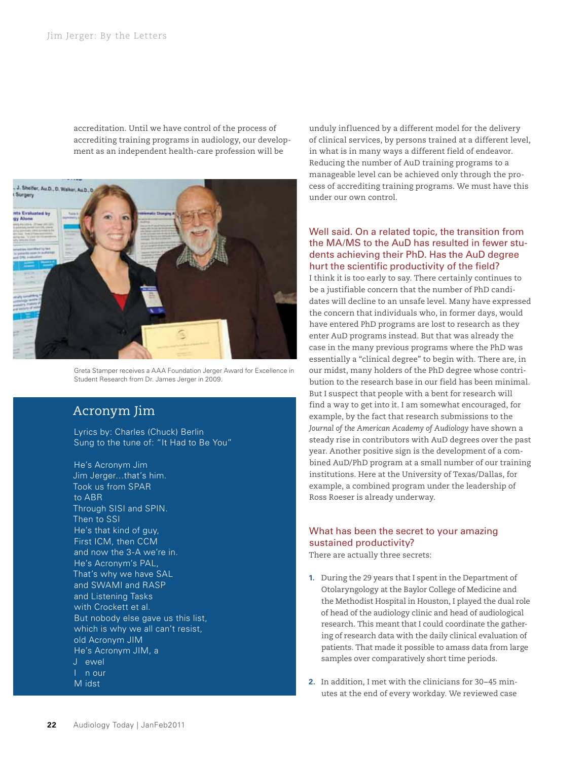accreditation. Until we have control of the process of accrediting training programs in audiology, our development as an independent health-care profession will be unduly influenced by a different model for the delivery of clinical services, by persons trained at a different level, in what is in many ways a different field of endeavor. Reducing the number of AuD training programs to a manageable level can be achieved only through the process of accrediting training programs. We must have this under our own control.

Greta Stamper receives a AAA Foundation Jerger Award for Excellence in Student Research from Dr. James Jerger in 2009.

## Acronym Jim

Lyrics by: Charles (Chuck) Berlin
Sung to the tune of: "It Had to Be You"

He's Acronym Jim
Jim Jerger…that's him.
Took us from SPAR
to ABR
Through SISI and SPIN.
Then to SSI
He's that kind of guy,
First ICM, then CCM
and now the 3-A we're in.
He's Acronym's PAL,
That's why we have SAL
and SWAMI and RASP
and Listening Tasks
with Crockett et al.
But nobody else gave us this list,
which is why we all can't resist,
old Acronym JIM
He's Acronym JIM, a
J ewel
I n our
M idst

### Well said. On a related topic, the transition from the MA/MS to the AuD has resulted in fewer students achieving their PhD. Has the AuD degree hurt the scientific productivity of the field?

I think it is too early to say. There certainly continues to be a justifiable concern that the number of PhD candidates will decline to an unsafe level. Many have expressed the concern that individuals who, in former days, would have entered PhD programs are lost to research as they enter AuD programs instead. But that was already the case in the many previous programs where the PhD was essentially a "clinical degree" to begin with. There are, in our midst, many holders of the PhD degree whose contribution to the research base in our field has been minimal. But I suspect that people with a bent for research will find a way to get into it. I am somewhat encouraged, for example, by the fact that research submissions to the *Journal of the American Academy of Audiology* have shown a steady rise in contributors with AuD degrees over the past year. Another positive sign is the development of a combined AuD/PhD program at a small number of our training institutions. Here at the University of Texas/Dallas, for example, a combined program under the leadership of Ross Roeser is already underway.

### What has been the secret to your amazing sustained productivity?

There are actually three secrets:

1. During the 29 years that I spent in the Department of Otolaryngology at the Baylor College of Medicine and the Methodist Hospital in Houston, I played the dual role of head of the audiology clinic and head of audiological research. This meant that I could coordinate the gathering of research data with the daily clinical evaluation of patients. That made it possible to amass data from large samples over comparatively short time periods.

2. In addition, I met with the clinicians for 30–45 minutes at the end of every workday. We reviewed case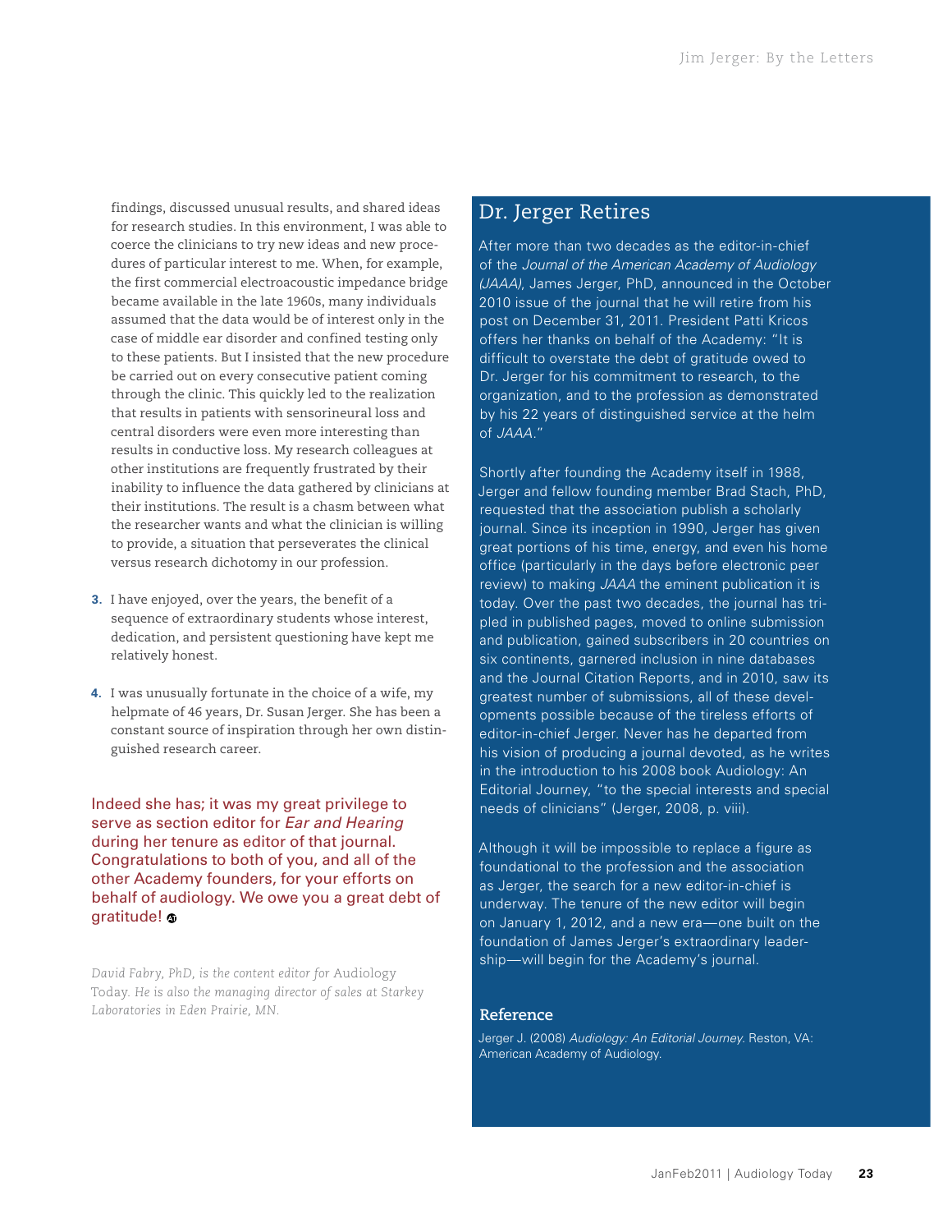findings, discussed unusual results, and shared ideas for research studies. In this environment, I was able to coerce the clinicians to try new ideas and new procedures of particular interest to me. When, for example, the first commercial electroacoustic impedance bridge became available in the late 1960s, many individuals assumed that the data would be of interest only in the case of middle ear disorder and confined testing only to these patients. But I insisted that the new procedure be carried out on every consecutive patient coming through the clinic. This quickly led to the realization that results in patients with sensorineural loss and central disorders were even more interesting than results in conductive loss. My research colleagues at other institutions are frequently frustrated by their inability to influence the data gathered by clinicians at their institutions. The result is a chasm between what the researcher wants and what the clinician is willing to provide, a situation that perseverates the clinical versus research dichotomy in our profession.

3. I have enjoyed, over the years, the benefit of a sequence of extraordinary students whose interest, dedication, and persistent questioning have kept me relatively honest.

4. I was unusually fortunate in the choice of a wife, my helpmate of 46 years, Dr. Susan Jerger. She has been a constant source of inspiration through her own distinguished research career.

Indeed she has; it was my great privilege to serve as section editor for *Ear and Hearing* during her tenure as editor of that journal. Congratulations to both of you, and all of the other Academy founders, for your efforts on behalf of audiology. We owe you a great debt of gratitude!

*David Fabry, PhD, is the content editor for* Audiology Today. *He is also the managing director of sales at Starkey Laboratories in Eden Prairie, MN.*

## Dr. Jerger Retires

After more than two decades as the editor-in-chief of the *Journal of the American Academy of Audiology (JAAA),* James Jerger, PhD, announced in the October 2010 issue of the journal that he will retire from his post on December 31, 2011. President Patti Kricos offers her thanks on behalf of the Academy: "It is difficult to overstate the debt of gratitude owed to Dr. Jerger for his commitment to research, to the organization, and to the profession as demonstrated by his 22 years of distinguished service at the helm of *JAAA*."

Shortly after founding the Academy itself in 1988, Jerger and fellow founding member Brad Stach, PhD, requested that the association publish a scholarly journal. Since its inception in 1990, Jerger has given great portions of his time, energy, and even his home office (particularly in the days before electronic peer review) to making *JAAA* the eminent publication it is today. Over the past two decades, the journal has tripled in published pages, moved to online submission and publication, gained subscribers in 20 countries on six continents, garnered inclusion in nine databases and the Journal Citation Reports, and in 2010, saw its greatest number of submissions, all of these developments possible because of the tireless efforts of editor-in-chief Jerger. Never has he departed from his vision of producing a journal devoted, as he writes in the introduction to his 2008 book Audiology: An Editorial Journey, "to the special interests and special needs of clinicians" (Jerger, 2008, p. viii).

Although it will be impossible to replace a figure as foundational to the profession and the association as Jerger, the search for a new editor-in-chief is underway. The tenure of the new editor will begin on January 1, 2012, and a new era—one built on the foundation of James Jerger's extraordinary leadership—will begin for the Academy's journal.

### Reference

Jerger J. (2008) *Audiology: An Editorial Journey.* Reston, VA: American Academy of Audiology.